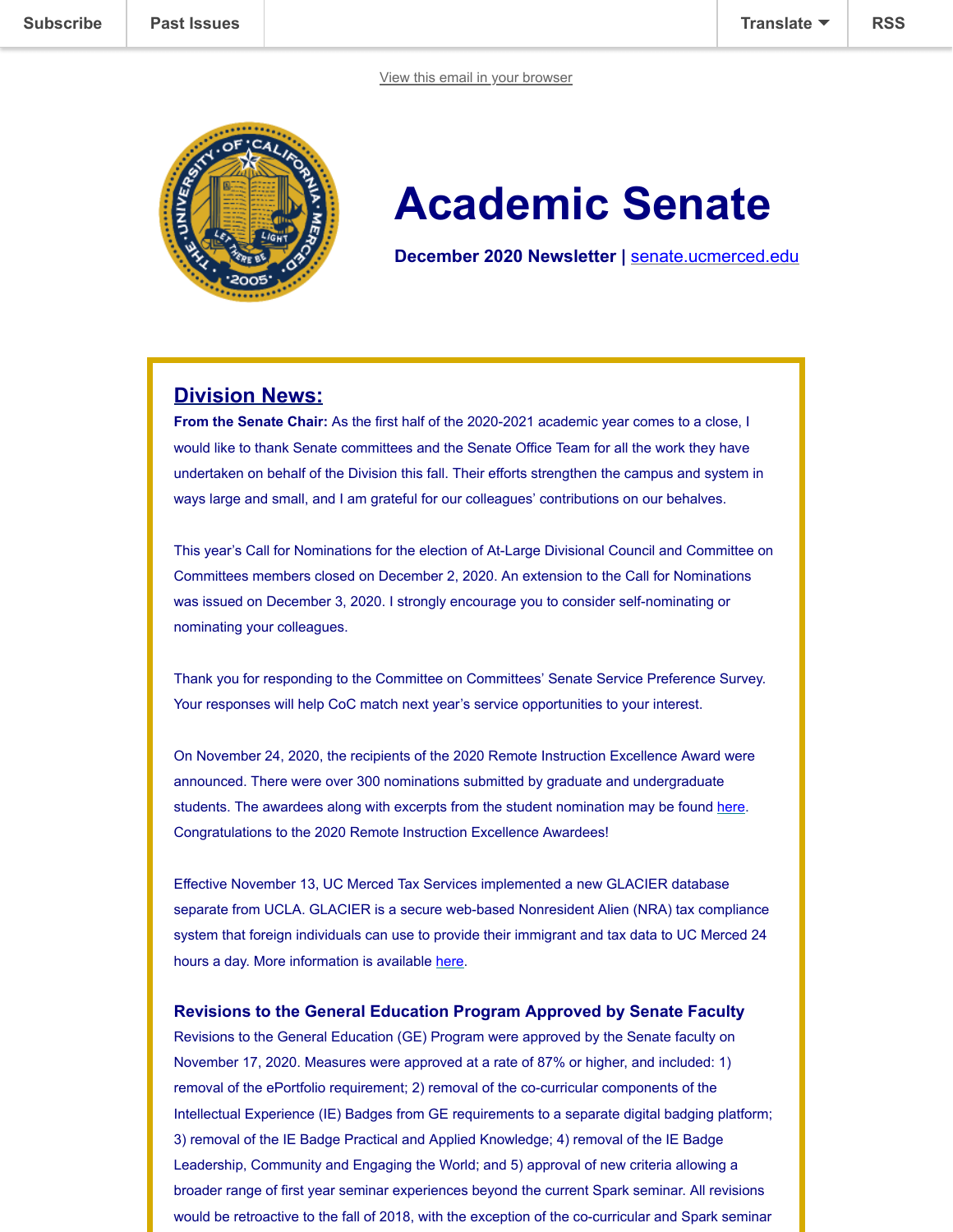Subscribe | Past Issues | Translate | RSS

View this email in your browser

# Academic Senate

**December 2020 Newsletter | senate.ucmerced.edu**

## Division News:

**From the Senate Chair:** As the first half of the 2020-2021 academic year comes to a close, I would like to thank Senate committees and the Senate Office Team for all the work they have undertaken on behalf of the Division this fall. Their efforts strengthen the campus and system in ways large and small, and I am grateful for our colleagues' contributions on our behalves.

This year's Call for Nominations for the election of At-Large Divisional Council and Committee on Committees members closed on December 2, 2020. An extension to the Call for Nominations was issued on December 3, 2020. I strongly encourage you to consider self-nominating or nominating your colleagues.

Thank you for responding to the Committee on Committees' Senate Service Preference Survey. Your responses will help CoC match next year's service opportunities to your interest.

On November 24, 2020, the recipients of the 2020 Remote Instruction Excellence Award were announced. There were over 300 nominations submitted by graduate and undergraduate students. The awardees along with excerpts from the student nomination may be found here. Congratulations to the 2020 Remote Instruction Excellence Awardees!

Effective November 13, UC Merced Tax Services implemented a new GLACIER database separate from UCLA. GLACIER is a secure web-based Nonresident Alien (NRA) tax compliance system that foreign individuals can use to provide their immigrant and tax data to UC Merced 24 hours a day. More information is available here.

### Revisions to the General Education Program Approved by Senate Faculty

Revisions to the General Education (GE) Program were approved by the Senate faculty on November 17, 2020. Measures were approved at a rate of 87% or higher, and included: 1) removal of the ePortfolio requirement; 2) removal of the co-curricular components of the Intellectual Experience (IE) Badges from GE requirements to a separate digital badging platform; 3) removal of the IE Badge Practical and Applied Knowledge; 4) removal of the IE Badge Leadership, Community and Engaging the World; and 5) approval of new criteria allowing a broader range of first year seminar experiences beyond the current Spark seminar. All revisions would be retroactive to the fall of 2018, with the exception of the co-curricular and Spark seminar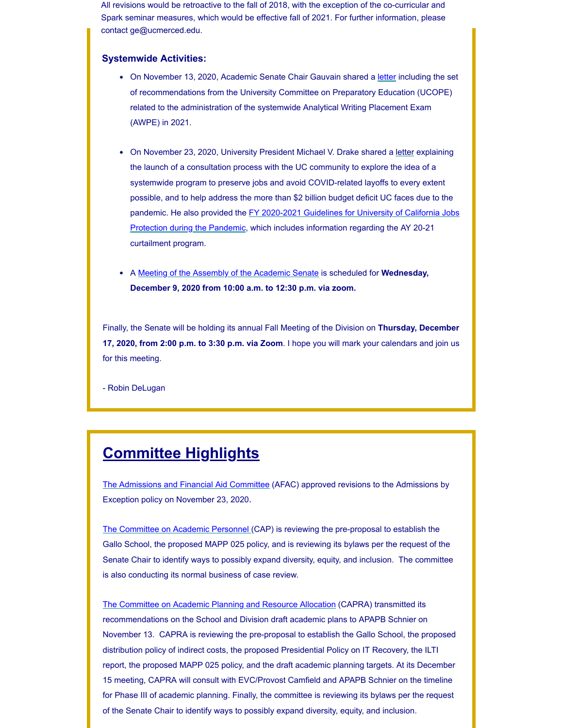All revisions would be retroactive to the fall of 2018, with the exception of the co-curricular and Spark seminar measures, which would be effective fall of 2021. For further information, please contact ge@ucmerced.edu.

**Systemwide Activities:**

- On November 13, 2020, Academic Senate Chair Gauvain shared a letter including the set of recommendations from the University Committee on Preparatory Education (UCOPE) related to the administration of the systemwide Analytical Writing Placement Exam (AWPE) in 2021.

- On November 23, 2020, University President Michael V. Drake shared a letter explaining the launch of a consultation process with the UC community to explore the idea of a systemwide program to preserve jobs and avoid COVID-related layoffs to every extent possible, and to help address the more than $2 billion budget deficit UC faces due to the pandemic. He also provided the FY 2020-2021 Guidelines for University of California Jobs Protection during the Pandemic, which includes information regarding the AY 20-21 curtailment program.

- A Meeting of the Assembly of the Academic Senate is scheduled for **Wednesday, December 9, 2020 from 10:00 a.m. to 12:30 p.m. via zoom.**

Finally, the Senate will be holding its annual Fall Meeting of the Division on **Thursday, December 17, 2020, from 2:00 p.m. to 3:30 p.m. via Zoom**. I hope you will mark your calendars and join us for this meeting.

- Robin DeLugan

## Committee Highlights

The Admissions and Financial Aid Committee (AFAC) approved revisions to the Admissions by Exception policy on November 23, 2020.

The Committee on Academic Personnel (CAP) is reviewing the pre-proposal to establish the Gallo School, the proposed MAPP 025 policy, and is reviewing its bylaws per the request of the Senate Chair to identify ways to possibly expand diversity, equity, and inclusion. The committee is also conducting its normal business of case review.

The Committee on Academic Planning and Resource Allocation (CAPRA) transmitted its recommendations on the School and Division draft academic plans to APAPB Schnier on November 13. CAPRA is reviewing the pre-proposal to establish the Gallo School, the proposed distribution policy of indirect costs, the proposed Presidential Policy on IT Recovery, the ILTI report, the proposed MAPP 025 policy, and the draft academic planning targets. At its December 15 meeting, CAPRA will consult with EVC/Provost Camfield and APAPB Schnier on the timeline for Phase III of academic planning. Finally, the committee is reviewing its bylaws per the request of the Senate Chair to identify ways to possibly expand diversity, equity, and inclusion.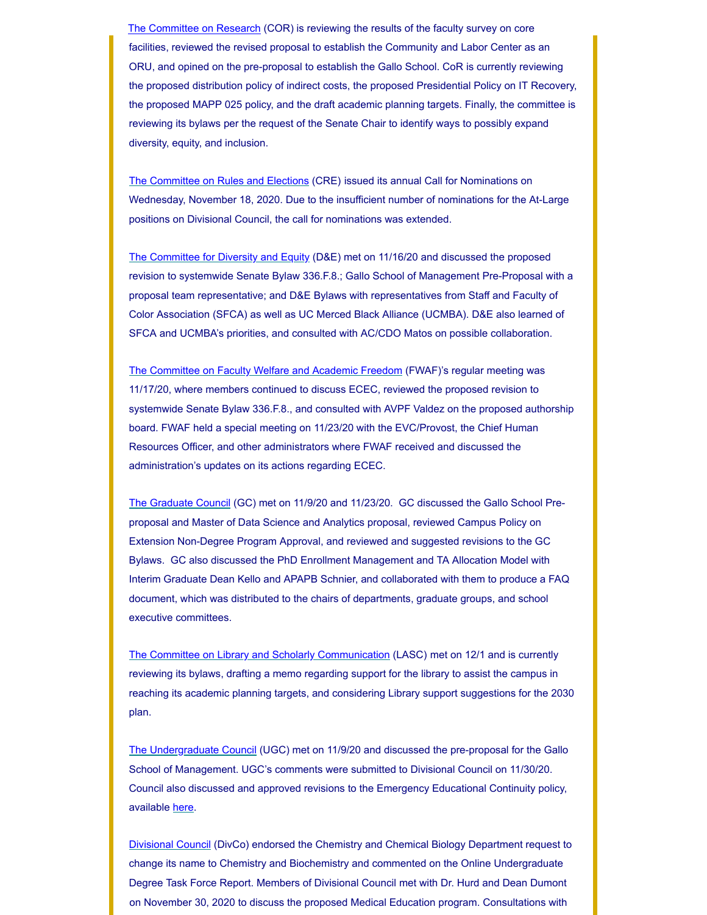The Committee on Research (COR) is reviewing the results of the faculty survey on core facilities, reviewed the revised proposal to establish the Community and Labor Center as an ORU, and opined on the pre-proposal to establish the Gallo School. CoR is currently reviewing the proposed distribution policy of indirect costs, the proposed Presidential Policy on IT Recovery, the proposed MAPP 025 policy, and the draft academic planning targets. Finally, the committee is reviewing its bylaws per the request of the Senate Chair to identify ways to possibly expand diversity, equity, and inclusion.

The Committee on Rules and Elections (CRE) issued its annual Call for Nominations on Wednesday, November 18, 2020. Due to the insufficient number of nominations for the At-Large positions on Divisional Council, the call for nominations was extended.

The Committee for Diversity and Equity (D&E) met on 11/16/20 and discussed the proposed revision to systemwide Senate Bylaw 336.F.8.; Gallo School of Management Pre-Proposal with a proposal team representative; and D&E Bylaws with representatives from Staff and Faculty of Color Association (SFCA) as well as UC Merced Black Alliance (UCMBA). D&E also learned of SFCA and UCMBA's priorities, and consulted with AC/CDO Matos on possible collaboration.

The Committee on Faculty Welfare and Academic Freedom (FWAF)'s regular meeting was 11/17/20, where members continued to discuss ECEC, reviewed the proposed revision to systemwide Senate Bylaw 336.F.8., and consulted with AVPF Valdez on the proposed authorship board. FWAF held a special meeting on 11/23/20 with the EVC/Provost, the Chief Human Resources Officer, and other administrators where FWAF received and discussed the administration's updates on its actions regarding ECEC.

The Graduate Council (GC) met on 11/9/20 and 11/23/20. GC discussed the Gallo School Pre-proposal and Master of Data Science and Analytics proposal, reviewed Campus Policy on Extension Non-Degree Program Approval, and reviewed and suggested revisions to the GC Bylaws. GC also discussed the PhD Enrollment Management and TA Allocation Model with Interim Graduate Dean Kello and APAPB Schnier, and collaborated with them to produce a FAQ document, which was distributed to the chairs of departments, graduate groups, and school executive committees.

The Committee on Library and Scholarly Communication (LASC) met on 12/1 and is currently reviewing its bylaws, drafting a memo regarding support for the library to assist the campus in reaching its academic planning targets, and considering Library support suggestions for the 2030 plan.

The Undergraduate Council (UGC) met on 11/9/20 and discussed the pre-proposal for the Gallo School of Management. UGC's comments were submitted to Divisional Council on 11/30/20. Council also discussed and approved revisions to the Emergency Educational Continuity policy, available here.

Divisional Council (DivCo) endorsed the Chemistry and Chemical Biology Department request to change its name to Chemistry and Biochemistry and commented on the Online Undergraduate Degree Task Force Report. Members of Divisional Council met with Dr. Hurd and Dean Dumont on November 30, 2020 to discuss the proposed Medical Education program. Consultations with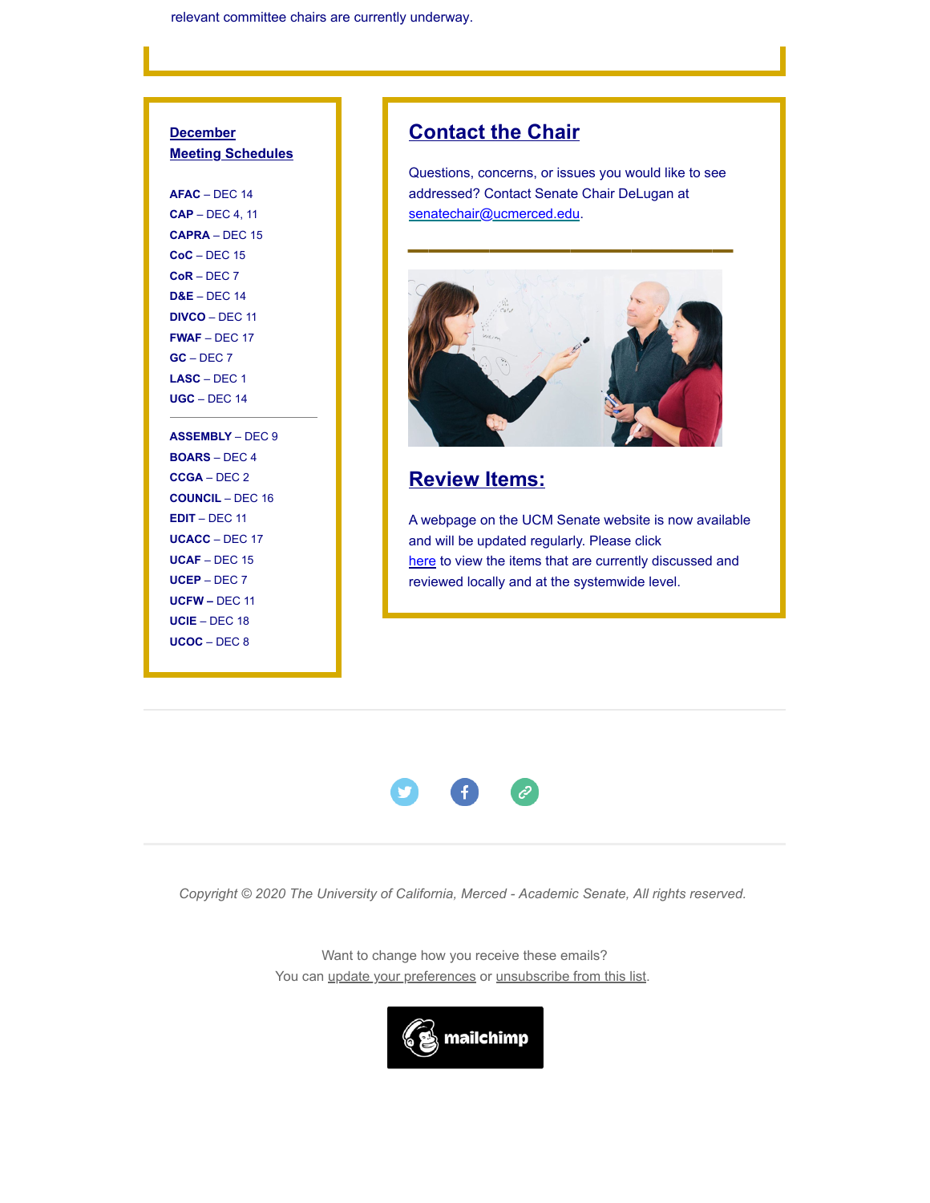relevant committee chairs are currently underway.

## December Meeting Schedules

**AFAC** – DEC 14
**CAP** – DEC 4, 11
**CAPRA** – DEC 15
**CoC** – DEC 15
**CoR** – DEC 7
**D&E** – DEC 14
**DIVCO** – DEC 11
**FWAF** – DEC 17
**GC** – DEC 7
**LASC** – DEC 1
**UGC** – DEC 14

---

**ASSEMBLY** – DEC 9
**BOARS** – DEC 4
**CCGA** – DEC 2
**COUNCIL** – DEC 16
**EDIT** – DEC 11
**UCACC** – DEC 17
**UCAF** – DEC 15
**UCEP** – DEC 7
**UCFW** – DEC 11
**UCIE** – DEC 18
**UCOC** – DEC 8

## Contact the Chair

Questions, concerns, or issues you would like to see addressed? Contact Senate Chair DeLugan at senatechair@ucmerced.edu.

## Review Items:

A webpage on the UCM Senate website is now available and will be updated regularly. Please click here to view the items that are currently discussed and reviewed locally and at the systemwide level.

*Copyright © 2020 The University of California, Merced - Academic Senate, All rights reserved.*

Want to change how you receive these emails?
You can update your preferences or unsubscribe from this list.